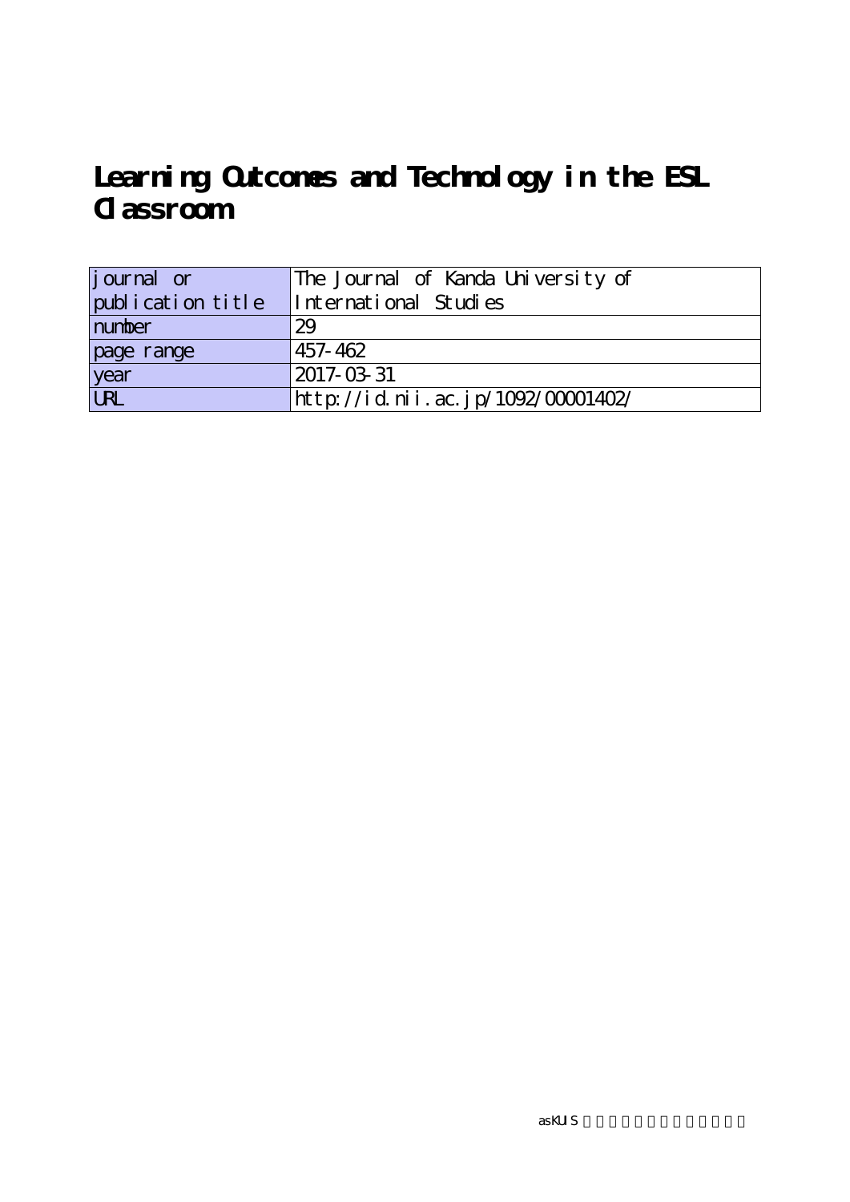# Learning Outcomes and Technology in the ESL Classroom

| journal or publication title | The Journal of Kanda University of International Studies |
|---|---|
| number | 29 |
| page range | 457-462 |
| year | 2017-03-31 |
| URL | http://id.nii.ac.jp/1092/00001402/ |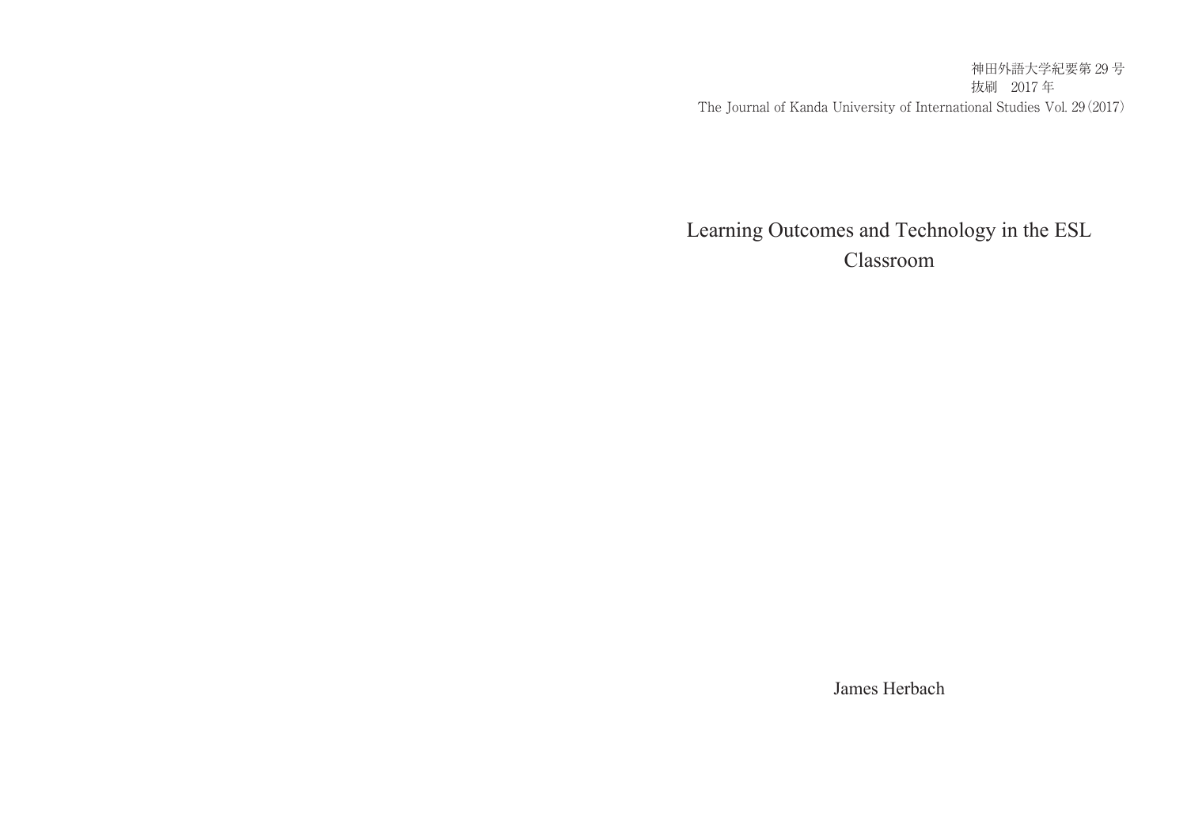神田外語大学紀要第 29 号
抜刷　2017 年
The Journal of Kanda University of International Studies Vol. 29 (2017)

# Learning Outcomes and Technology in the ESL Classroom

James Herbach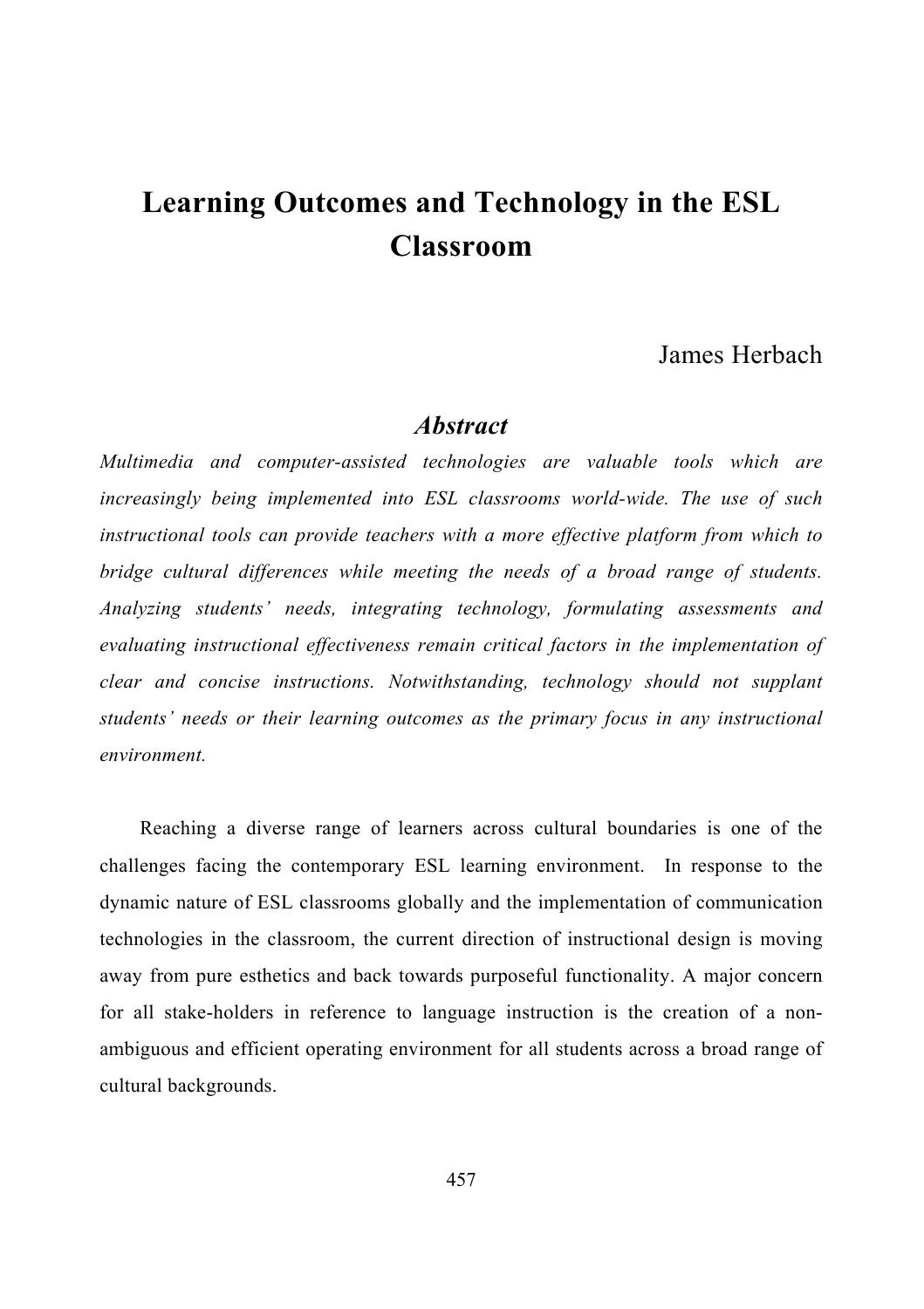# Learning Outcomes and Technology in the ESL Classroom

James Herbach

## *Abstract*

*Multimedia and computer-assisted technologies are valuable tools which are increasingly being implemented into ESL classrooms world-wide. The use of such instructional tools can provide teachers with a more effective platform from which to bridge cultural differences while meeting the needs of a broad range of students. Analyzing students' needs, integrating technology, formulating assessments and evaluating instructional effectiveness remain critical factors in the implementation of clear and concise instructions. Notwithstanding, technology should not supplant students' needs or their learning outcomes as the primary focus in any instructional environment.*

Reaching a diverse range of learners across cultural boundaries is one of the challenges facing the contemporary ESL learning environment. In response to the dynamic nature of ESL classrooms globally and the implementation of communication technologies in the classroom, the current direction of instructional design is moving away from pure esthetics and back towards purposeful functionality. A major concern for all stake-holders in reference to language instruction is the creation of a non-ambiguous and efficient operating environment for all students across a broad range of cultural backgrounds.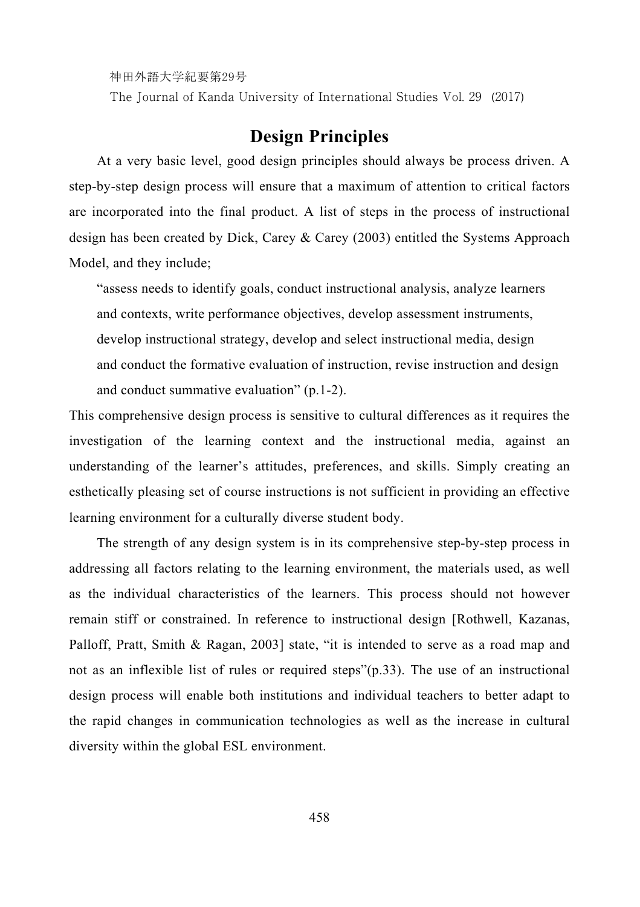## Design Principles

At a very basic level, good design principles should always be process driven. A step-by-step design process will ensure that a maximum of attention to critical factors are incorporated into the final product. A list of steps in the process of instructional design has been created by Dick, Carey & Carey (2003) entitled the Systems Approach Model, and they include;

> "assess needs to identify goals, conduct instructional analysis, analyze learners and contexts, write performance objectives, develop assessment instruments, develop instructional strategy, develop and select instructional media, design and conduct the formative evaluation of instruction, revise instruction and design and conduct summative evaluation" (p.1-2).

This comprehensive design process is sensitive to cultural differences as it requires the investigation of the learning context and the instructional media, against an understanding of the learner's attitudes, preferences, and skills. Simply creating an esthetically pleasing set of course instructions is not sufficient in providing an effective learning environment for a culturally diverse student body.

The strength of any design system is in its comprehensive step-by-step process in addressing all factors relating to the learning environment, the materials used, as well as the individual characteristics of the learners. This process should not however remain stiff or constrained. In reference to instructional design [Rothwell, Kazanas, Palloff, Pratt, Smith & Ragan, 2003] state, "it is intended to serve as a road map and not as an inflexible list of rules or required steps"(p.33). The use of an instructional design process will enable both institutions and individual teachers to better adapt to the rapid changes in communication technologies as well as the increase in cultural diversity within the global ESL environment.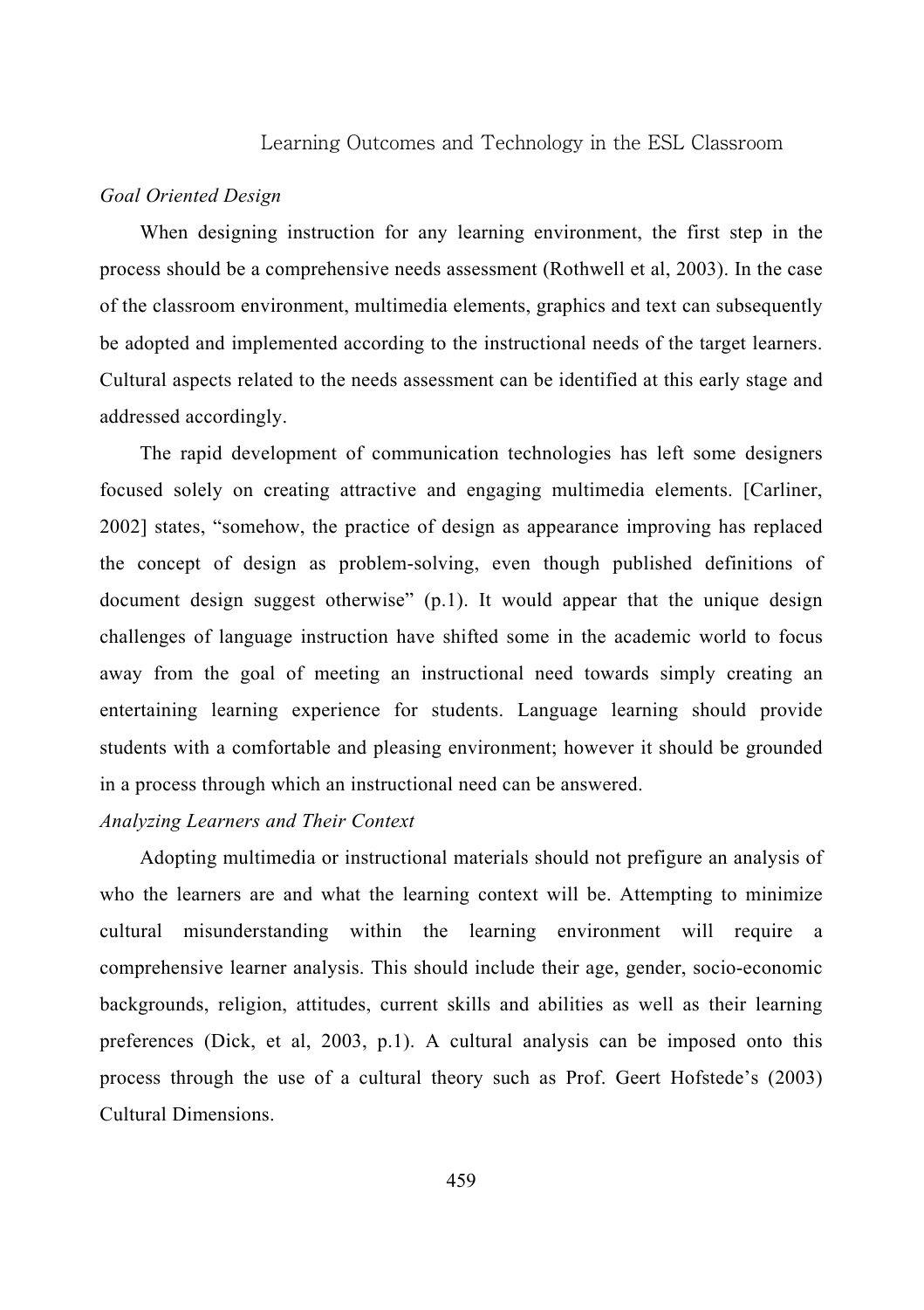### *Goal Oriented Design*

When designing instruction for any learning environment, the first step in the process should be a comprehensive needs assessment (Rothwell et al, 2003). In the case of the classroom environment, multimedia elements, graphics and text can subsequently be adopted and implemented according to the instructional needs of the target learners. Cultural aspects related to the needs assessment can be identified at this early stage and addressed accordingly.

The rapid development of communication technologies has left some designers focused solely on creating attractive and engaging multimedia elements. [Carliner, 2002] states, "somehow, the practice of design as appearance improving has replaced the concept of design as problem-solving, even though published definitions of document design suggest otherwise" (p.1). It would appear that the unique design challenges of language instruction have shifted some in the academic world to focus away from the goal of meeting an instructional need towards simply creating an entertaining learning experience for students. Language learning should provide students with a comfortable and pleasing environment; however it should be grounded in a process through which an instructional need can be answered.

### *Analyzing Learners and Their Context*

Adopting multimedia or instructional materials should not prefigure an analysis of who the learners are and what the learning context will be. Attempting to minimize cultural misunderstanding within the learning environment will require a comprehensive learner analysis. This should include their age, gender, socio-economic backgrounds, religion, attitudes, current skills and abilities as well as their learning preferences (Dick, et al, 2003, p.1). A cultural analysis can be imposed onto this process through the use of a cultural theory such as Prof. Geert Hofstede's (2003) Cultural Dimensions.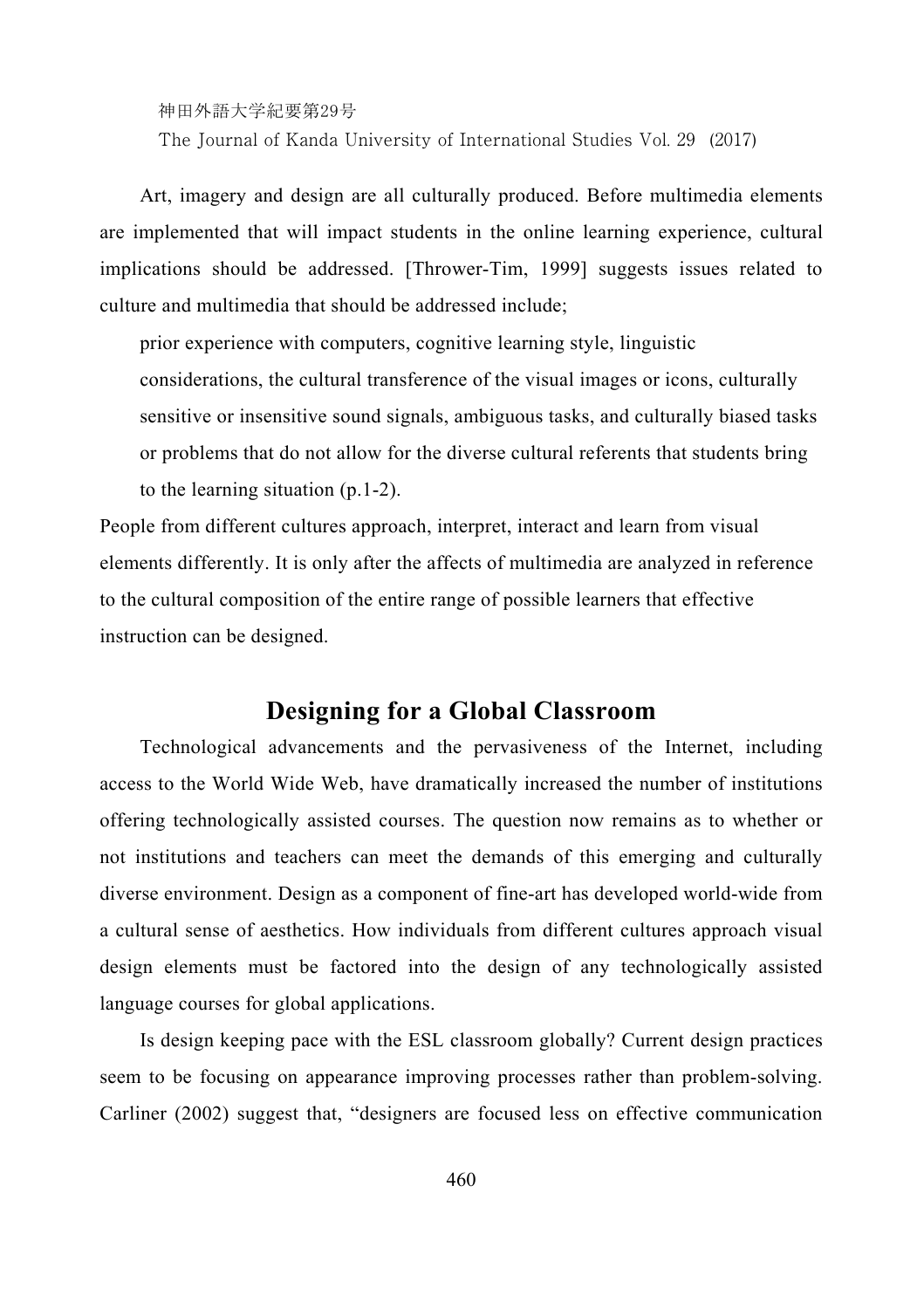Art, imagery and design are all culturally produced. Before multimedia elements are implemented that will impact students in the online learning experience, cultural implications should be addressed. [Thrower-Tim, 1999] suggests issues related to culture and multimedia that should be addressed include;

> prior experience with computers, cognitive learning style, linguistic considerations, the cultural transference of the visual images or icons, culturally sensitive or insensitive sound signals, ambiguous tasks, and culturally biased tasks or problems that do not allow for the diverse cultural referents that students bring to the learning situation (p.1-2).

People from different cultures approach, interpret, interact and learn from visual elements differently. It is only after the affects of multimedia are analyzed in reference to the cultural composition of the entire range of possible learners that effective instruction can be designed.

## Designing for a Global Classroom

Technological advancements and the pervasiveness of the Internet, including access to the World Wide Web, have dramatically increased the number of institutions offering technologically assisted courses. The question now remains as to whether or not institutions and teachers can meet the demands of this emerging and culturally diverse environment. Design as a component of fine-art has developed world-wide from a cultural sense of aesthetics. How individuals from different cultures approach visual design elements must be factored into the design of any technologically assisted language courses for global applications.

Is design keeping pace with the ESL classroom globally? Current design practices seem to be focusing on appearance improving processes rather than problem-solving. Carliner (2002) suggest that, "designers are focused less on effective communication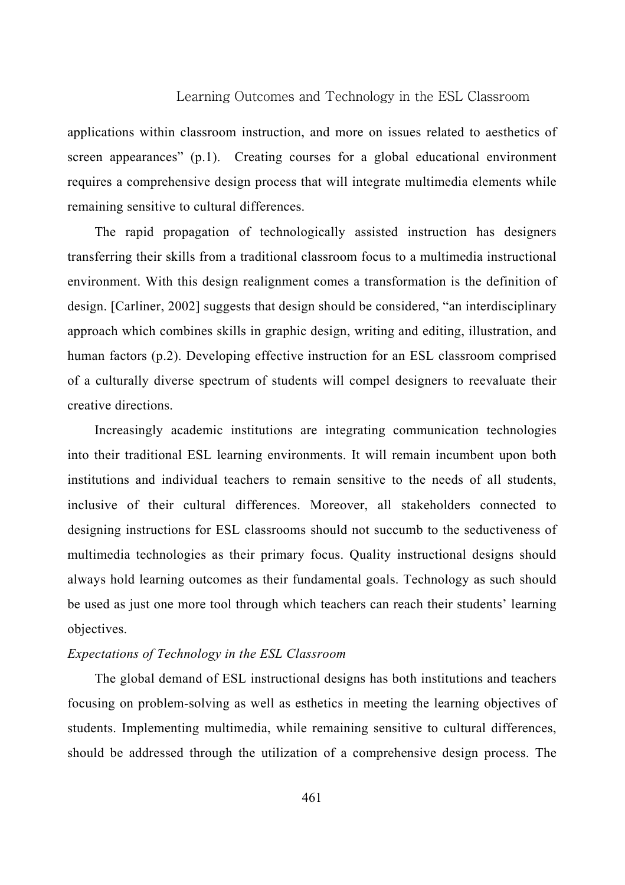applications within classroom instruction, and more on issues related to aesthetics of screen appearances" (p.1). Creating courses for a global educational environment requires a comprehensive design process that will integrate multimedia elements while remaining sensitive to cultural differences.

The rapid propagation of technologically assisted instruction has designers transferring their skills from a traditional classroom focus to a multimedia instructional environment. With this design realignment comes a transformation is the definition of design. [Carliner, 2002] suggests that design should be considered, "an interdisciplinary approach which combines skills in graphic design, writing and editing, illustration, and human factors (p.2). Developing effective instruction for an ESL classroom comprised of a culturally diverse spectrum of students will compel designers to reevaluate their creative directions.

Increasingly academic institutions are integrating communication technologies into their traditional ESL learning environments. It will remain incumbent upon both institutions and individual teachers to remain sensitive to the needs of all students, inclusive of their cultural differences. Moreover, all stakeholders connected to designing instructions for ESL classrooms should not succumb to the seductiveness of multimedia technologies as their primary focus. Quality instructional designs should always hold learning outcomes as their fundamental goals. Technology as such should be used as just one more tool through which teachers can reach their students' learning objectives.

*Expectations of Technology in the ESL Classroom*

The global demand of ESL instructional designs has both institutions and teachers focusing on problem-solving as well as esthetics in meeting the learning objectives of students. Implementing multimedia, while remaining sensitive to cultural differences, should be addressed through the utilization of a comprehensive design process. The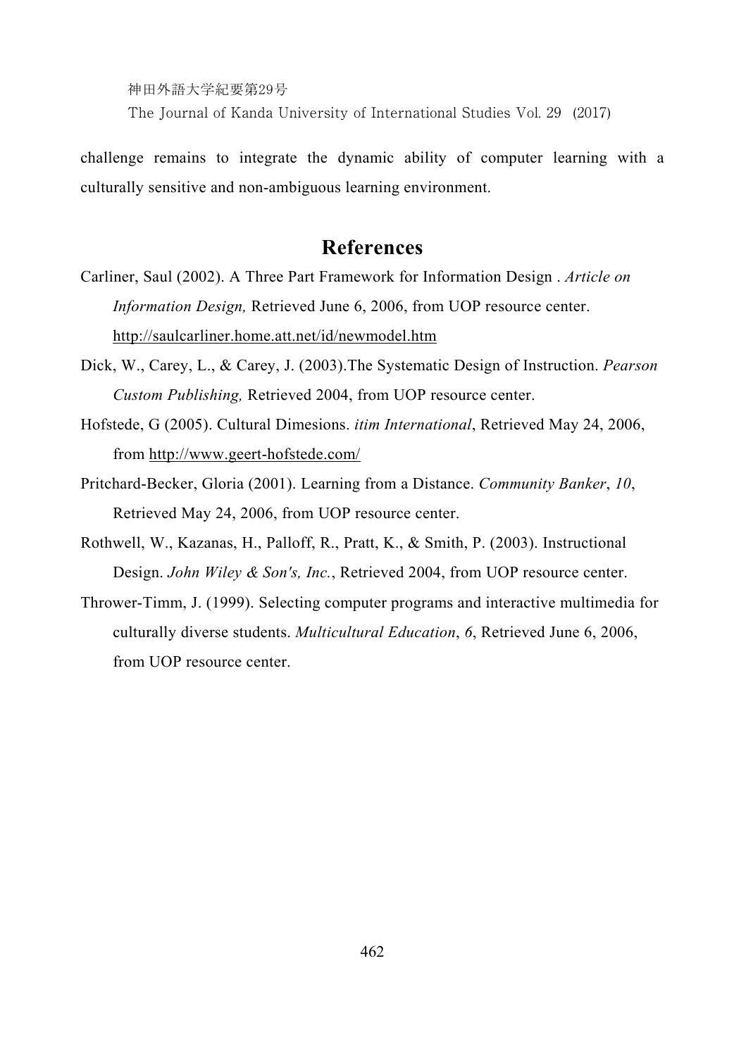challenge remains to integrate the dynamic ability of computer learning with a culturally sensitive and non-ambiguous learning environment.

## References

Carliner, Saul (2002). A Three Part Framework for Information Design . *Article on Information Design,* Retrieved June 6, 2006, from UOP resource center. http://saulcarliner.home.att.net/id/newmodel.htm

Dick, W., Carey, L., & Carey, J. (2003).The Systematic Design of Instruction. *Pearson Custom Publishing,* Retrieved 2004, from UOP resource center.

Hofstede, G (2005). Cultural Dimesions. *itim International*, Retrieved May 24, 2006, from http://www.geert-hofstede.com/

Pritchard-Becker, Gloria (2001). Learning from a Distance. *Community Banker*, *10*, Retrieved May 24, 2006, from UOP resource center.

Rothwell, W., Kazanas, H., Palloff, R., Pratt, K., & Smith, P. (2003). Instructional Design. *John Wiley & Son's, Inc.*, Retrieved 2004, from UOP resource center.

Thrower-Timm, J. (1999). Selecting computer programs and interactive multimedia for culturally diverse students. *Multicultural Education*, *6*, Retrieved June 6, 2006, from UOP resource center.